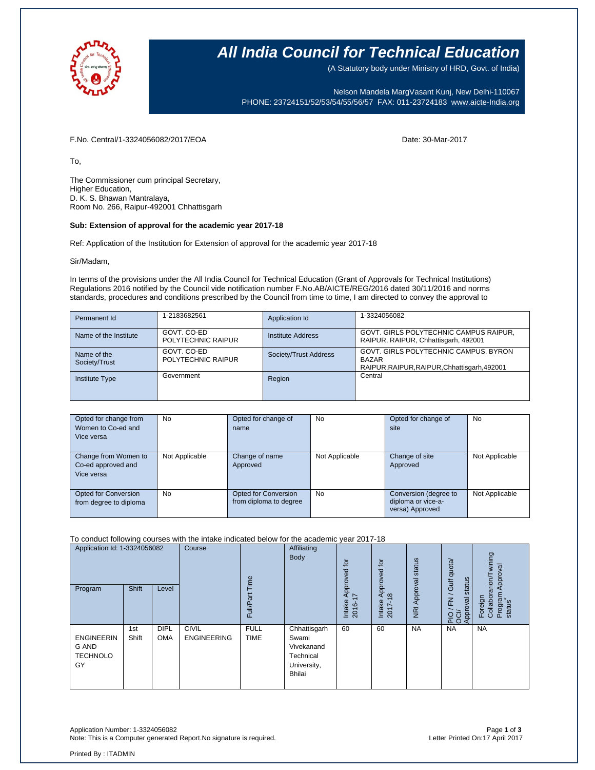# All India Council for Technical Education

(A Statutory body under Ministry of HRD, Govt. of India)

Nelson Mandela MargVasant Kunj, New Delhi-110067
PHONE: 23724151/52/53/54/55/56/57 FAX: 011-23724183 www.aicte-India.org

F.No. Central/1-3324056082/2017/EOA

Date: 30-Mar-2017

To,

The Commissioner cum principal Secretary,
Higher Education,
D. K. S. Bhawan Mantralaya,
Room No. 266, Raipur-492001 Chhattisgarh

**Sub: Extension of approval for the academic year 2017-18**

Ref: Application of the Institution for Extension of approval for the academic year 2017-18

Sir/Madam,

In terms of the provisions under the All India Council for Technical Education (Grant of Approvals for Technical Institutions) Regulations 2016 notified by the Council vide notification number F.No.AB/AICTE/REG/2016 dated 30/11/2016 and norms standards, procedures and conditions prescribed by the Council from time to time, I am directed to convey the approval to

| Permanent Id | 1-2183682561 | Application Id | 1-3324056082 |
|---|---|---|---|
| Name of the Institute | GOVT. CO-ED POLYTECHNIC RAIPUR | Institute Address | GOVT. GIRLS POLYTECHNIC CAMPUS RAIPUR, RAIPUR, RAIPUR, Chhattisgarh, 492001 |
| Name of the Society/Trust | GOVT. CO-ED POLYTECHNIC RAIPUR | Society/Trust Address | GOVT. GIRLS POLYTECHNIC CAMPUS, BYRON BAZAR RAIPUR,RAIPUR,RAIPUR,Chhattisgarh,492001 |
| Institute Type | Government | Region | Central |

| Opted for change from Women to Co-ed and Vice versa | No | Opted for change of name | No | Opted for change of site | No |
|---|---|---|---|---|---|
| Change from Women to Co-ed approved and Vice versa | Not Applicable | Change of name Approved | Not Applicable | Change of site Approved | Not Applicable |
| Opted for Conversion from degree to diploma | No | Opted for Conversion from diploma to degree | No | Conversion (degree to diploma or vice-a-versa) Approved | Not Applicable |

To conduct following courses with the intake indicated below for the academic year 2017-18

| Application Id: 1-3324056082 | | | Course | Full/Part Time | Affiliating Body | Intake Approved for 2016-17 | Intake Approved for 2017-18 | NRI Approval status | PIO / FN / Gulf quota/ OCI/ Approval status | Foreign Collaboration/Twining Program Approval status* |
|---|---|---|---|---|---|---|---|---|---|---|
| Program | Shift | Level | | | | | | | | |
| ENGINEERING AND TECHNOLOGY | 1st Shift | DIPLOMA | CIVIL ENGINEERING | FULL TIME | Chhattisgarh Swami Vivekanand Technical University, Bhilai | 60 | 60 | NA | NA | NA |

Application Number: 1-3324056082
Note: This is a Computer generated Report.No signature is required.

Letter Printed On:17 April 2017

Printed By : ITADMIN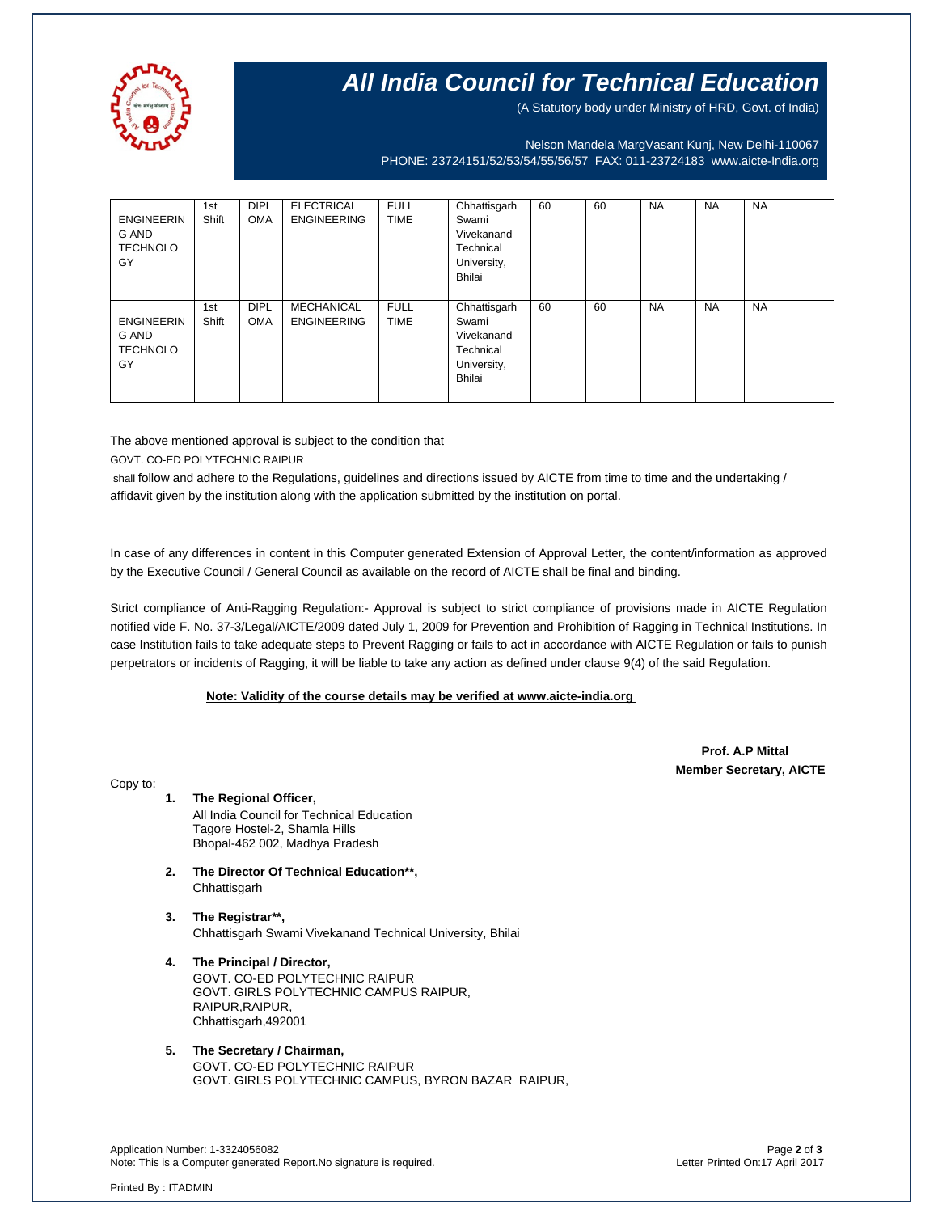# All India Council for Technical Education

(A Statutory body under Ministry of HRD, Govt. of India)

Nelson Mandela MargVasant Kunj, New Delhi-110067
PHONE: 23724151/52/53/54/55/56/57 FAX: 011-23724183 www.aicte-India.org

| | | | | | | | | | | |
|---|---|---|---|---|---|---|---|---|---|---|
| ENGINEERING AND TECHNOLOGY | 1st Shift | DIPLOMA | ELECTRICAL ENGINEERING | FULL TIME | Chhattisgarh Swami Vivekanand Technical University, Bhilai | 60 | 60 | NA | NA | NA |
| ENGINEERING AND TECHNOLOGY | 1st Shift | DIPLOMA | MECHANICAL ENGINEERING | FULL TIME | Chhattisgarh Swami Vivekanand Technical University, Bhilai | 60 | 60 | NA | NA | NA |

The above mentioned approval is subject to the condition that

GOVT. CO-ED POLYTECHNIC RAIPUR

shall follow and adhere to the Regulations, guidelines and directions issued by AICTE from time to time and the undertaking / affidavit given by the institution along with the application submitted by the institution on portal.

In case of any differences in content in this Computer generated Extension of Approval Letter, the content/information as approved by the Executive Council / General Council as available on the record of AICTE shall be final and binding.

Strict compliance of Anti-Ragging Regulation:- Approval is subject to strict compliance of provisions made in AICTE Regulation notified vide F. No. 37-3/Legal/AICTE/2009 dated July 1, 2009 for Prevention and Prohibition of Ragging in Technical Institutions. In case Institution fails to take adequate steps to Prevent Ragging or fails to act in accordance with AICTE Regulation or fails to punish perpetrators or incidents of Ragging, it will be liable to take any action as defined under clause 9(4) of the said Regulation.

**Note: Validity of the course details may be verified at www.aicte-india.org**

**Prof. A.P Mittal**
**Member Secretary, AICTE**

Copy to:

1. **The Regional Officer,**
   All India Council for Technical Education
   Tagore Hostel-2, Shamla Hills
   Bhopal-462 002, Madhya Pradesh

2. **The Director Of Technical Education\*\*,**
   Chhattisgarh

3. **The Registrar\*\*,**
   Chhattisgarh Swami Vivekanand Technical University, Bhilai

4. **The Principal / Director,**
   GOVT. CO-ED POLYTECHNIC RAIPUR
   GOVT. GIRLS POLYTECHNIC CAMPUS RAIPUR,
   RAIPUR,RAIPUR,
   Chhattisgarh,492001

5. **The Secretary / Chairman,**
   GOVT. CO-ED POLYTECHNIC RAIPUR
   GOVT. GIRLS POLYTECHNIC CAMPUS, BYRON BAZAR RAIPUR,

Application Number: 1-3324056082
Note: This is a Computer generated Report.No signature is required.

Letter Printed On:17 April 2017

Printed By : ITADMIN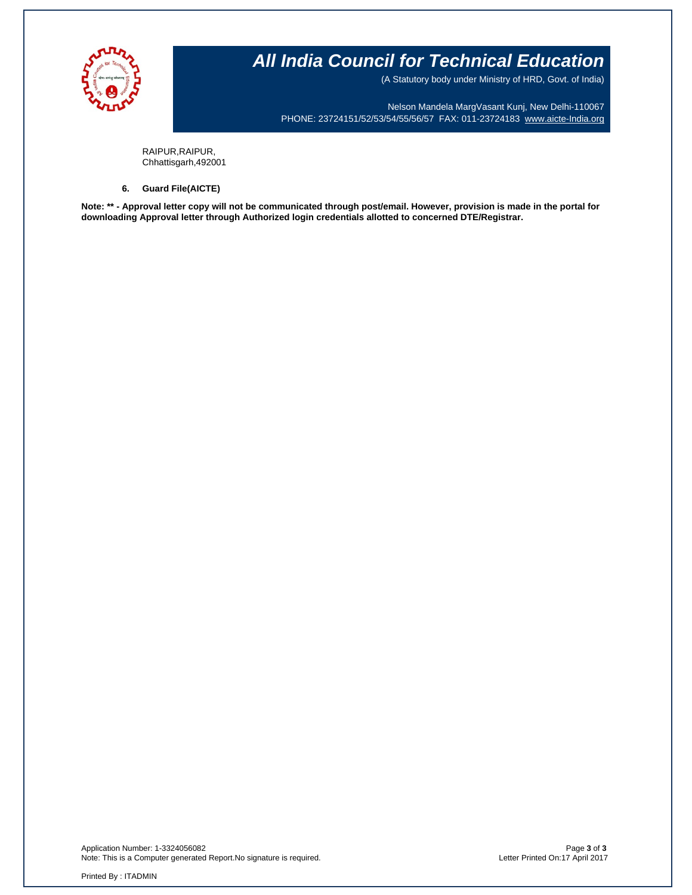RAIPUR,RAIPUR,
Chhattisgarh,492001

6. **Guard File(AICTE)**

**Note: ** - Approval letter copy will not be communicated through post/email. However, provision is made in the portal for downloading Approval letter through Authorized login credentials allotted to concerned DTE/Registrar.**